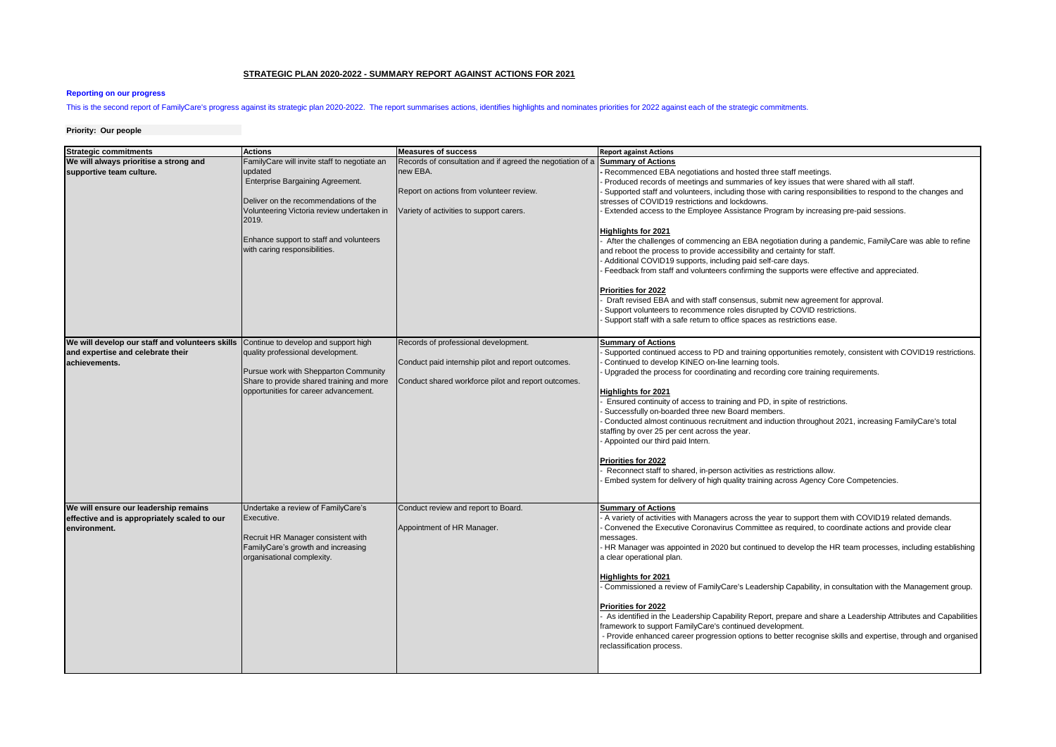# STRATEGIC PLAN 2020-2022 - SUMMARY REPORT AGAINST ACTIONS FOR 2021

**Reporting on our progress**

This is the second report of FamilyCare's progress against its strategic plan 2020-2022. The report summarises actions, identifies highlights and nominates priorities for 2022 against each of the strategic commitments.

**Priority: Our people**

| Strategic commitments | Actions | Measures of success | Report against Actions |
|---|---|---|---|
| **We will always prioritise a strong and supportive team culture.** | FamilyCare will invite staff to negotiate an updated Enterprise Bargaining Agreement.<br><br>Deliver on the recommendations of the Volunteering Victoria review undertaken in 2019.<br><br>Enhance support to staff and volunteers with caring responsibilities. | Records of consultation and if agreed the negotiation of a new EBA.<br><br>Report on actions from volunteer review.<br><br>Variety of activities to support carers. | **Summary of Actions**<br>- Recommenced EBA negotiations and hosted three staff meetings.<br>- Produced records of meetings and summaries of key issues that were shared with all staff.<br>- Supported staff and volunteers, including those with caring responsibilities to respond to the changes and stresses of COVID19 restrictions and lockdowns.<br>- Extended access to the Employee Assistance Program by increasing pre-paid sessions.<br><br>**Highlights for 2021**<br>- After the challenges of commencing an EBA negotiation during a pandemic, FamilyCare was able to refine and reboot the process to provide accessibility and certainty for staff.<br>- Additional COVID19 supports, including paid self-care days.<br>- Feedback from staff and volunteers confirming the supports were effective and appreciated.<br><br>**Priorities for 2022**<br>- Draft revised EBA and with staff consensus, submit new agreement for approval.<br>- Support volunteers to recommence roles disrupted by COVID restrictions.<br>- Support staff with a safe return to office spaces as restrictions ease. |
| **We will develop our staff and volunteers skills and expertise and celebrate their achievements.** | Continue to develop and support high quality professional development.<br><br>Pursue work with Shepparton Community Share to provide shared training and more opportunities for career advancement. | Records of professional development.<br><br>Conduct paid internship pilot and report outcomes.<br><br>Conduct shared workforce pilot and report outcomes. | **Summary of Actions**<br>- Supported continued access to PD and training opportunities remotely, consistent with COVID19 restrictions.<br>- Continued to develop KINEO on-line learning tools.<br>- Upgraded the process for coordinating and recording core training requirements.<br><br>**Highlights for 2021**<br>- Ensured continuity of access to training and PD, in spite of restrictions.<br>- Successfully on-boarded three new Board members.<br>- Conducted almost continuous recruitment and induction throughout 2021, increasing FamilyCare's total staffing by over 25 per cent across the year.<br>- Appointed our third paid Intern.<br><br>**Priorities for 2022**<br>- Reconnect staff to shared, in-person activities as restrictions allow.<br>- Embed system for delivery of high quality training across Agency Core Competencies. |
| **We will ensure our leadership remains effective and is appropriately scaled to our environment.** | Undertake a review of FamilyCare's Executive.<br><br>Recruit HR Manager consistent with FamilyCare's growth and increasing organisational complexity. | Conduct review and report to Board.<br><br>Appointment of HR Manager. | **Summary of Actions**<br>- A variety of activities with Managers across the year to support them with COVID19 related demands.<br>- Convened the Executive Coronavirus Committee as required, to coordinate actions and provide clear messages.<br>- HR Manager was appointed in 2020 but continued to develop the HR team processes, including establishing a clear operational plan.<br><br>**Highlights for 2021**<br>- Commissioned a review of FamilyCare's Leadership Capability, in consultation with the Management group.<br><br>**Priorities for 2022**<br>- As identified in the Leadership Capability Report, prepare and share a Leadership Attributes and Capabilities framework to support FamilyCare's continued development.<br>- Provide enhanced career progression options to better recognise skills and expertise, through and organised reclassification process. |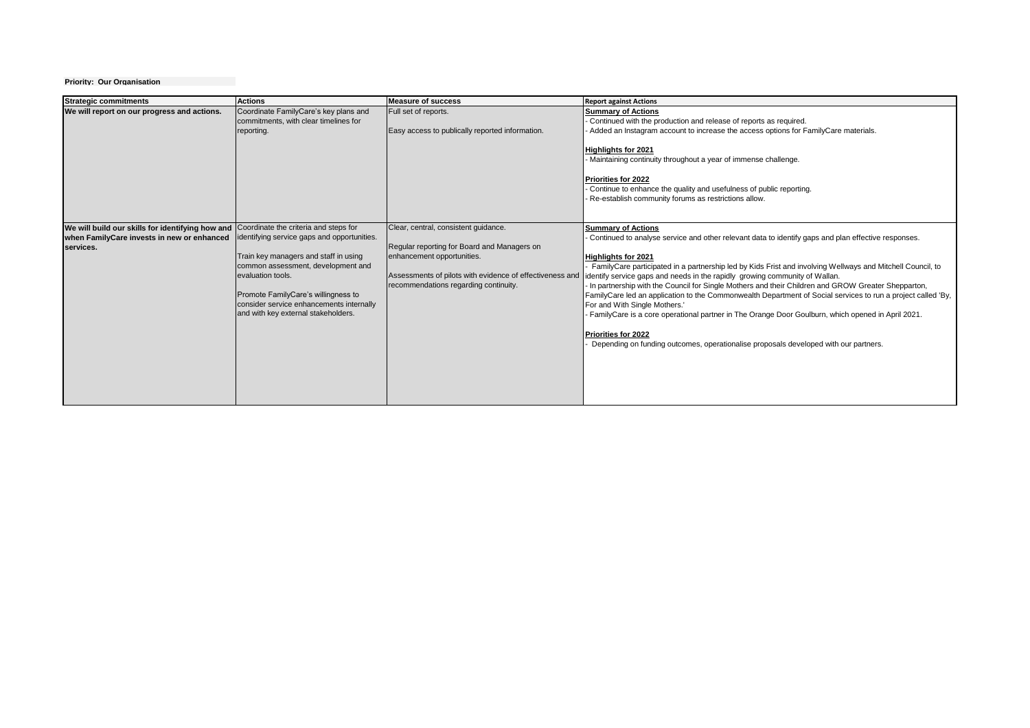**Priority: Our Organisation**

| Strategic commitments | Actions | Measure of success | Report against Actions |
|---|---|---|---|
| **We will report on our progress and actions.** | Coordinate FamilyCare's key plans and commitments, with clear timelines for reporting. | Full set of reports.<br><br>Easy access to publically reported information. | **Summary of Actions**<br>- Continued with the production and release of reports as required.<br>- Added an Instagram account to increase the access options for FamilyCare materials.<br><br>**Highlights for 2021**<br>- Maintaining continuity throughout a year of immense challenge.<br><br>**Priorities for 2022**<br>- Continue to enhance the quality and usefulness of public reporting.<br>- Re-establish community forums as restrictions allow. |
| **We will build our skills for identifying how and when FamilyCare invests in new or enhanced services.** | Coordinate the criteria and steps for identifying service gaps and opportunities.<br><br>Train key managers and staff in using common assessment, development and evaluation tools.<br><br>Promote FamilyCare's willingness to consider service enhancements internally and with key external stakeholders. | Clear, central, consistent guidance.<br><br>Regular reporting for Board and Managers on enhancement opportunities.<br><br>Assessments of pilots with evidence of effectiveness and recommendations regarding continuity. | **Summary of Actions**<br>- Continued to analyse service and other relevant data to identify gaps and plan effective responses.<br><br>**Highlights for 2021**<br>- FamilyCare participated in a partnership led by Kids First and involving Wellways and Mitchell Council, to identify service gaps and needs in the rapidly growing community of Wallan.<br>- In partnership with the Council for Single Mothers and their Children and GROW Greater Shepparton, FamilyCare led an application to the Commonwealth Department of Social services to run a project called 'By, For and With Single Mothers.'<br>- FamilyCare is a core operational partner in The Orange Door Goulburn, which opened in April 2021.<br><br>**Priorities for 2022**<br>- Depending on funding outcomes, operationalise proposals developed with our partners. |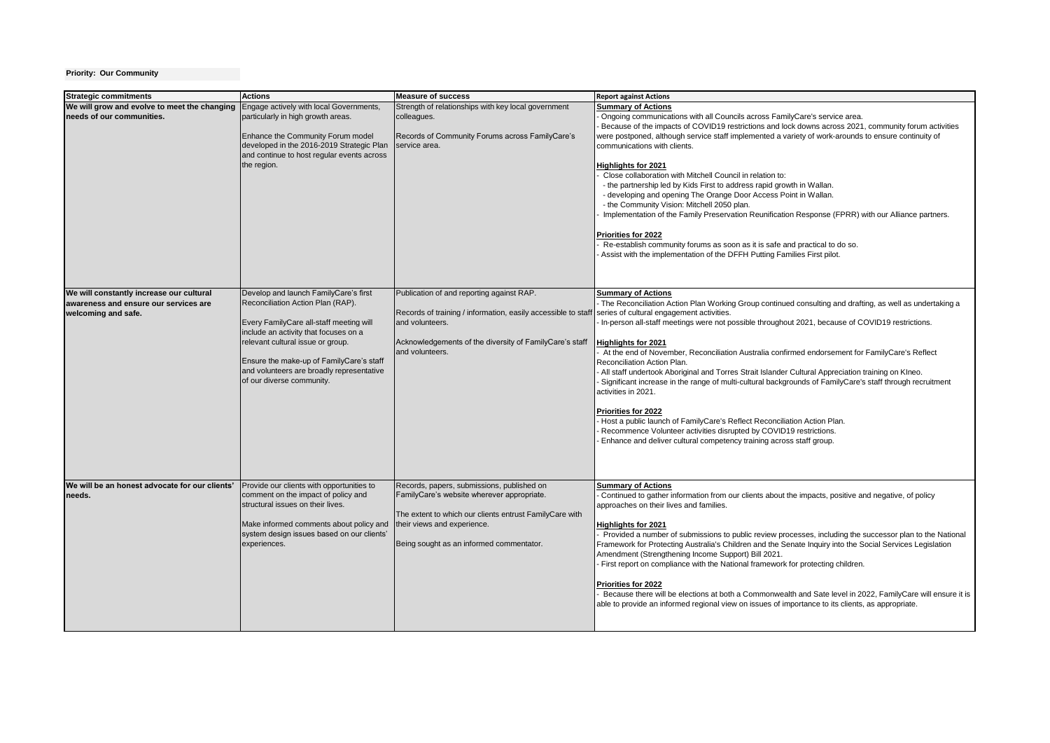**Priority: Our Community**

| Strategic commitments | Actions | Measure of success | Report against Actions |
|---|---|---|---|
| **We will grow and evolve to meet the changing needs of our communities.** | Engage actively with local Governments, particularly in high growth areas.<br><br>Enhance the Community Forum model developed in the 2016-2019 Strategic Plan and continue to host regular events across the region. | Strength of relationships with key local government colleagues.<br><br>Records of Community Forums across FamilyCare's service area. | **Summary of Actions**<br>- Ongoing communications with all Councils across FamilyCare's service area.<br>- Because of the impacts of COVID19 restrictions and lock downs across 2021, community forum activities were postponed, although service staff implemented a variety of work-arounds to ensure continuity of communications with clients.<br><br>**Highlights for 2021**<br>- Close collaboration with Mitchell Council in relation to:<br>- the partnership led by Kids First to address rapid growth in Wallan.<br>- developing and opening The Orange Door Access Point in Wallan.<br>- the Community Vision: Mitchell 2050 plan.<br>- Implementation of the Family Preservation Reunification Response (FPRR) with our Alliance partners.<br><br>**Priorities for 2022**<br>- Re-establish community forums as soon as it is safe and practical to do so.<br>- Assist with the implementation of the DFFH Putting Families First pilot. |
| **We will constantly increase our cultural awareness and ensure our services are welcoming and safe.** | Develop and launch FamilyCare's first Reconciliation Action Plan (RAP).<br><br>Every FamilyCare all-staff meeting will include an activity that focuses on a relevant cultural issue or group.<br><br>Ensure the make-up of FamilyCare's staff and volunteers are broadly representative of our diverse community. | Publication of and reporting against RAP.<br><br>Records of training / information, easily accessible to staff and volunteers.<br><br>Acknowledgements of the diversity of FamilyCare's staff and volunteers. | **Summary of Actions**<br>- The Reconciliation Action Plan Working Group continued consulting and drafting, as well as undertaking a series of cultural engagement activities.<br>- In-person all-staff meetings were not possible throughout 2021, because of COVID19 restrictions.<br><br>**Highlights for 2021**<br>- At the end of November, Reconciliation Australia confirmed endorsement for FamilyCare's Reflect Reconciliation Action Plan.<br>- All staff undertook Aboriginal and Torres Strait Islander Cultural Appreciation training on KIneo.<br>- Significant increase in the range of multi-cultural backgrounds of FamilyCare's staff through recruitment activities in 2021.<br><br>**Priorities for 2022**<br>- Host a public launch of FamilyCare's Reflect Reconciliation Action Plan.<br>- Recommence Volunteer activities disrupted by COVID19 restrictions.<br>- Enhance and deliver cultural competency training across staff group. |
| **We will be an honest advocate for our clients' needs.** | Provide our clients with opportunities to comment on the impact of policy and structural issues on their lives.<br><br>Make informed comments about policy and system design issues based on our clients' experiences. | Records, papers, submissions, published on FamilyCare's website wherever appropriate.<br><br>The extent to which our clients entrust FamilyCare with their views and experience.<br><br>Being sought as an informed commentator. | **Summary of Actions**<br>- Continued to gather information from our clients about the impacts, positive and negative, of policy approaches on their lives and families.<br><br>**Highlights for 2021**<br>- Provided a number of submissions to public review processes, including the successor plan to the National Framework for Protecting Australia's Children and the Senate Inquiry into the Social Services Legislation Amendment (Strengthening Income Support) Bill 2021.<br>- First report on compliance with the National framework for protecting children.<br><br>**Priorities for 2022**<br>- Because there will be elections at both a Commonwealth and Sate level in 2022, FamilyCare will ensure it is able to provide an informed regional view on issues of importance to its clients, as appropriate. |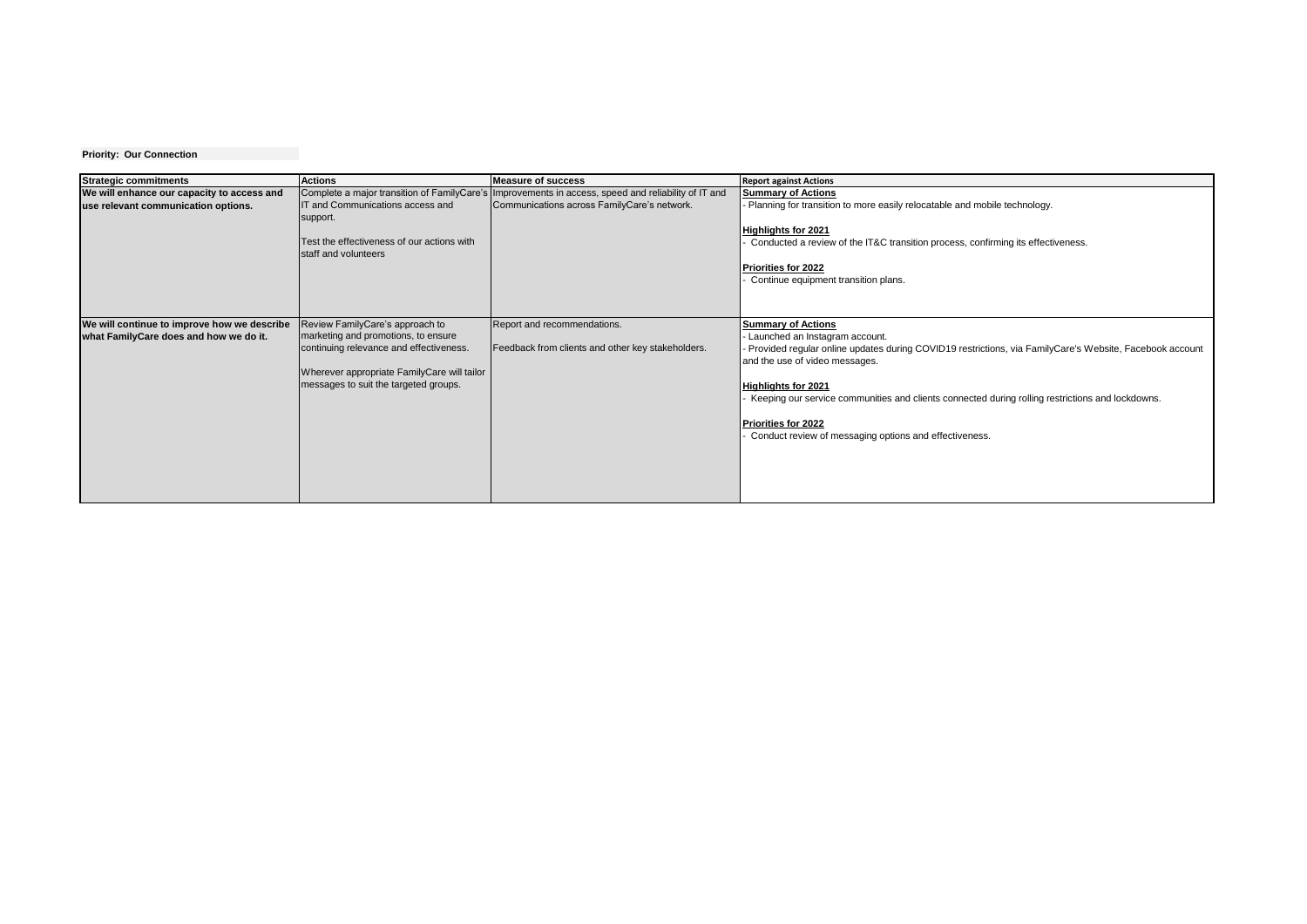**Priority: Our Connection**

| Strategic commitments | Actions | Measure of success | Report against Actions |
|---|---|---|---|
| **We will enhance our capacity to access and use relevant communication options.** | Complete a major transition of FamilyCare's IT and Communications access and support.<br><br>Test the effectiveness of our actions with staff and volunteers | Improvements in access, speed and reliability of IT and Communications across FamilyCare's network. | **Summary of Actions**<br>- Planning for transition to more easily relocatable and mobile technology.<br><br>**Highlights for 2021**<br>- Conducted a review of the IT&C transition process, confirming its effectiveness.<br><br>**Priorities for 2022**<br>- Continue equipment transition plans. |
| **We will continue to improve how we describe what FamilyCare does and how we do it.** | Review FamilyCare's approach to marketing and promotions, to ensure continuing relevance and effectiveness.<br><br>Wherever appropriate FamilyCare will tailor messages to suit the targeted groups. | Report and recommendations.<br><br>Feedback from clients and other key stakeholders. | **Summary of Actions**<br>- Launched an Instagram account.<br>- Provided regular online updates during COVID19 restrictions, via FamilyCare's Website, Facebook account and the use of video messages.<br><br>**Highlights for 2021**<br>- Keeping our service communities and clients connected during rolling restrictions and lockdowns.<br><br>**Priorities for 2022**<br>- Conduct review of messaging options and effectiveness. |